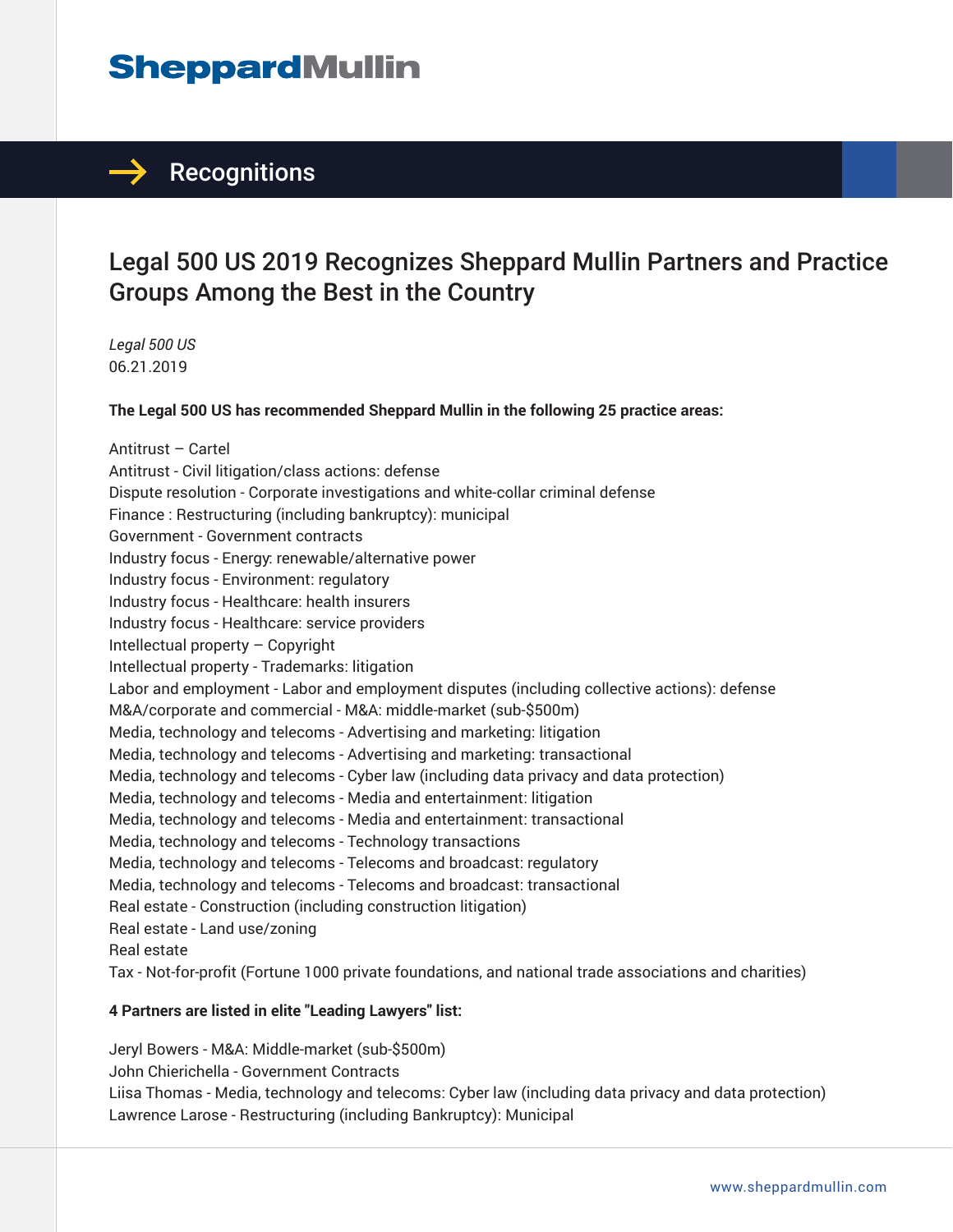SheppardMullin

## Recognitions

# Legal 500 US 2019 Recognizes Sheppard Mullin Partners and Practice Groups Among the Best in the Country

*Legal 500 US*
06.21.2019

**The Legal 500 US has recommended Sheppard Mullin in the following 25 practice areas:**

Antitrust – Cartel
Antitrust - Civil litigation/class actions: defense
Dispute resolution - Corporate investigations and white-collar criminal defense
Finance : Restructuring (including bankruptcy): municipal
Government - Government contracts
Industry focus - Energy: renewable/alternative power
Industry focus - Environment: regulatory
Industry focus - Healthcare: health insurers
Industry focus - Healthcare: service providers
Intellectual property – Copyright
Intellectual property - Trademarks: litigation
Labor and employment - Labor and employment disputes (including collective actions): defense
M&A/corporate and commercial - M&A: middle-market (sub-$500m)
Media, technology and telecoms - Advertising and marketing: litigation
Media, technology and telecoms - Advertising and marketing: transactional
Media, technology and telecoms - Cyber law (including data privacy and data protection)
Media, technology and telecoms - Media and entertainment: litigation
Media, technology and telecoms - Media and entertainment: transactional
Media, technology and telecoms - Technology transactions
Media, technology and telecoms - Telecoms and broadcast: regulatory
Media, technology and telecoms - Telecoms and broadcast: transactional
Real estate - Construction (including construction litigation)
Real estate - Land use/zoning
Real estate
Tax - Not-for-profit (Fortune 1000 private foundations, and national trade associations and charities)

**4 Partners are listed in elite "Leading Lawyers" list:**

Jeryl Bowers - M&A: Middle-market (sub-$500m)
John Chierichella - Government Contracts
Liisa Thomas - Media, technology and telecoms: Cyber law (including data privacy and data protection)
Lawrence Larose - Restructuring (including Bankruptcy): Municipal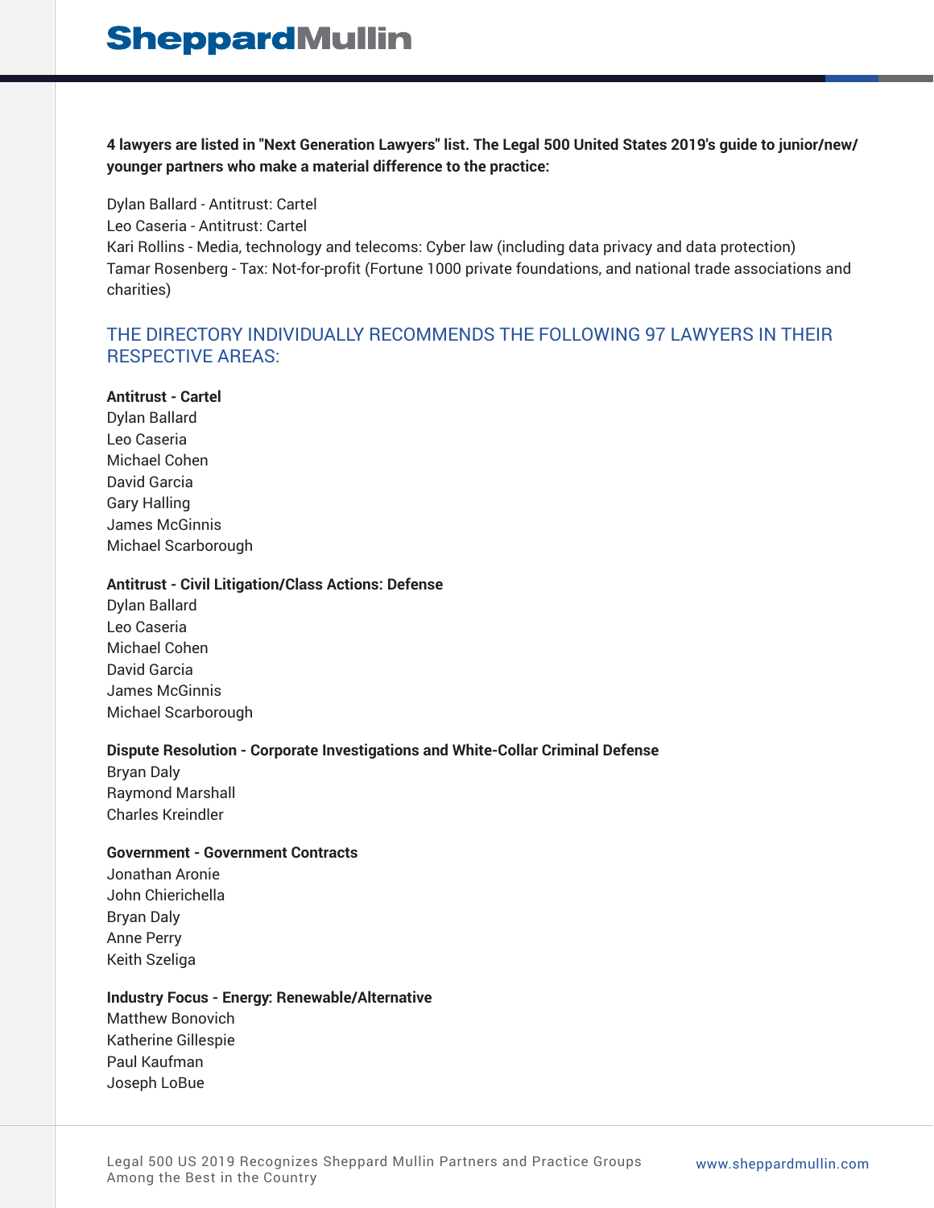**4 lawyers are listed in "Next Generation Lawyers" list. The Legal 500 United States 2019's guide to junior/new/younger partners who make a material difference to the practice:**

Dylan Ballard - Antitrust: Cartel
Leo Caseria - Antitrust: Cartel
Kari Rollins - Media, technology and telecoms: Cyber law (including data privacy and data protection)
Tamar Rosenberg - Tax: Not-for-profit (Fortune 1000 private foundations, and national trade associations and charities)

## THE DIRECTORY INDIVIDUALLY RECOMMENDS THE FOLLOWING 97 LAWYERS IN THEIR RESPECTIVE AREAS:

**Antitrust - Cartel**
Dylan Ballard
Leo Caseria
Michael Cohen
David Garcia
Gary Halling
James McGinnis
Michael Scarborough

**Antitrust - Civil Litigation/Class Actions: Defense**
Dylan Ballard
Leo Caseria
Michael Cohen
David Garcia
James McGinnis
Michael Scarborough

**Dispute Resolution - Corporate Investigations and White-Collar Criminal Defense**
Bryan Daly
Raymond Marshall
Charles Kreindler

**Government - Government Contracts**
Jonathan Aronie
John Chierichella
Bryan Daly
Anne Perry
Keith Szeliga

**Industry Focus - Energy: Renewable/Alternative**
Matthew Bonovich
Katherine Gillespie
Paul Kaufman
Joseph LoBue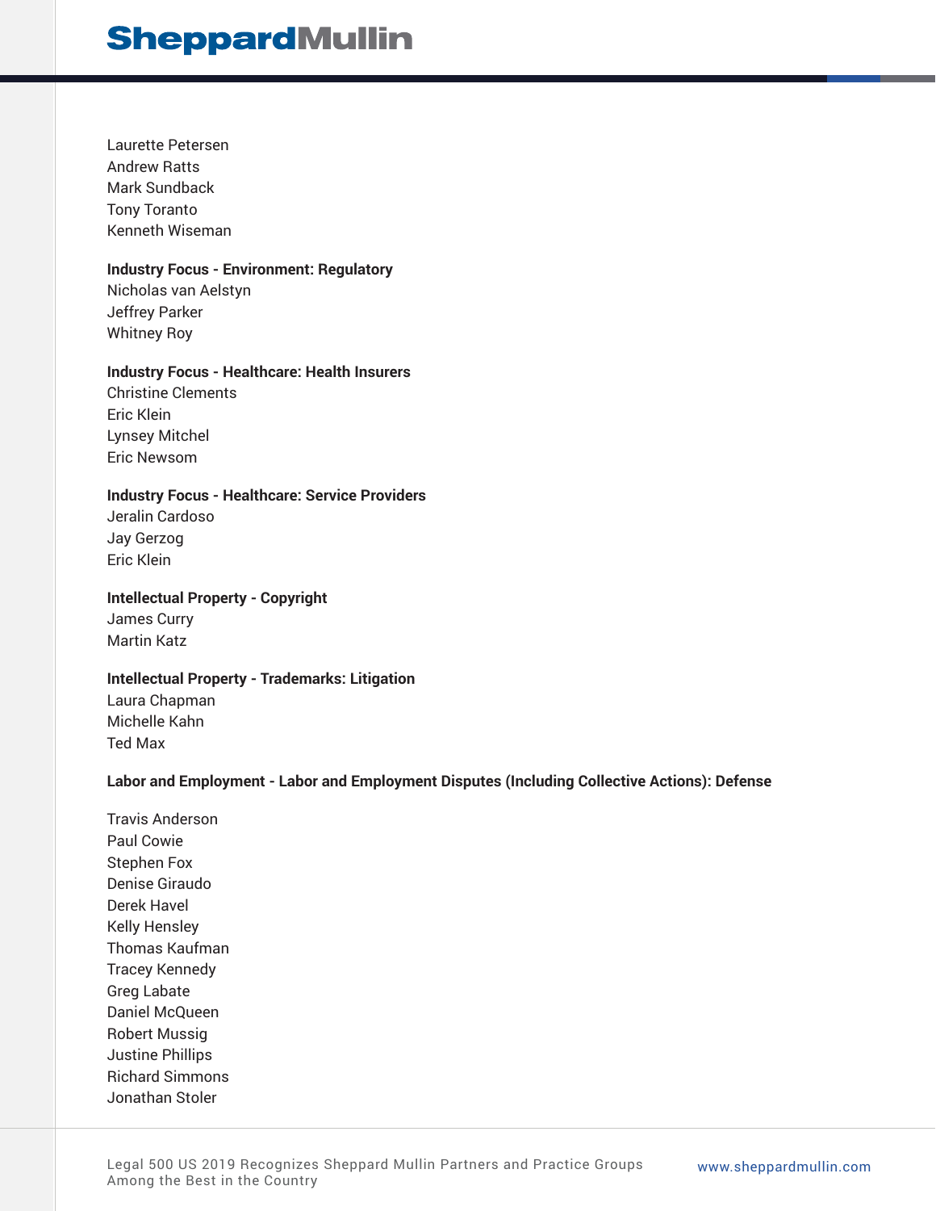Laurette Petersen
Andrew Ratts
Mark Sundback
Tony Toranto
Kenneth Wiseman

**Industry Focus - Environment: Regulatory**
Nicholas van Aelstyn
Jeffrey Parker
Whitney Roy

**Industry Focus - Healthcare: Health Insurers**
Christine Clements
Eric Klein
Lynsey Mitchel
Eric Newsom

**Industry Focus - Healthcare: Service Providers**
Jeralin Cardoso
Jay Gerzog
Eric Klein

**Intellectual Property - Copyright**
James Curry
Martin Katz

**Intellectual Property - Trademarks: Litigation**
Laura Chapman
Michelle Kahn
Ted Max

**Labor and Employment - Labor and Employment Disputes (Including Collective Actions): Defense**

Travis Anderson
Paul Cowie
Stephen Fox
Denise Giraudo
Derek Havel
Kelly Hensley
Thomas Kaufman
Tracey Kennedy
Greg Labate
Daniel McQueen
Robert Mussig
Justine Phillips
Richard Simmons
Jonathan Stoler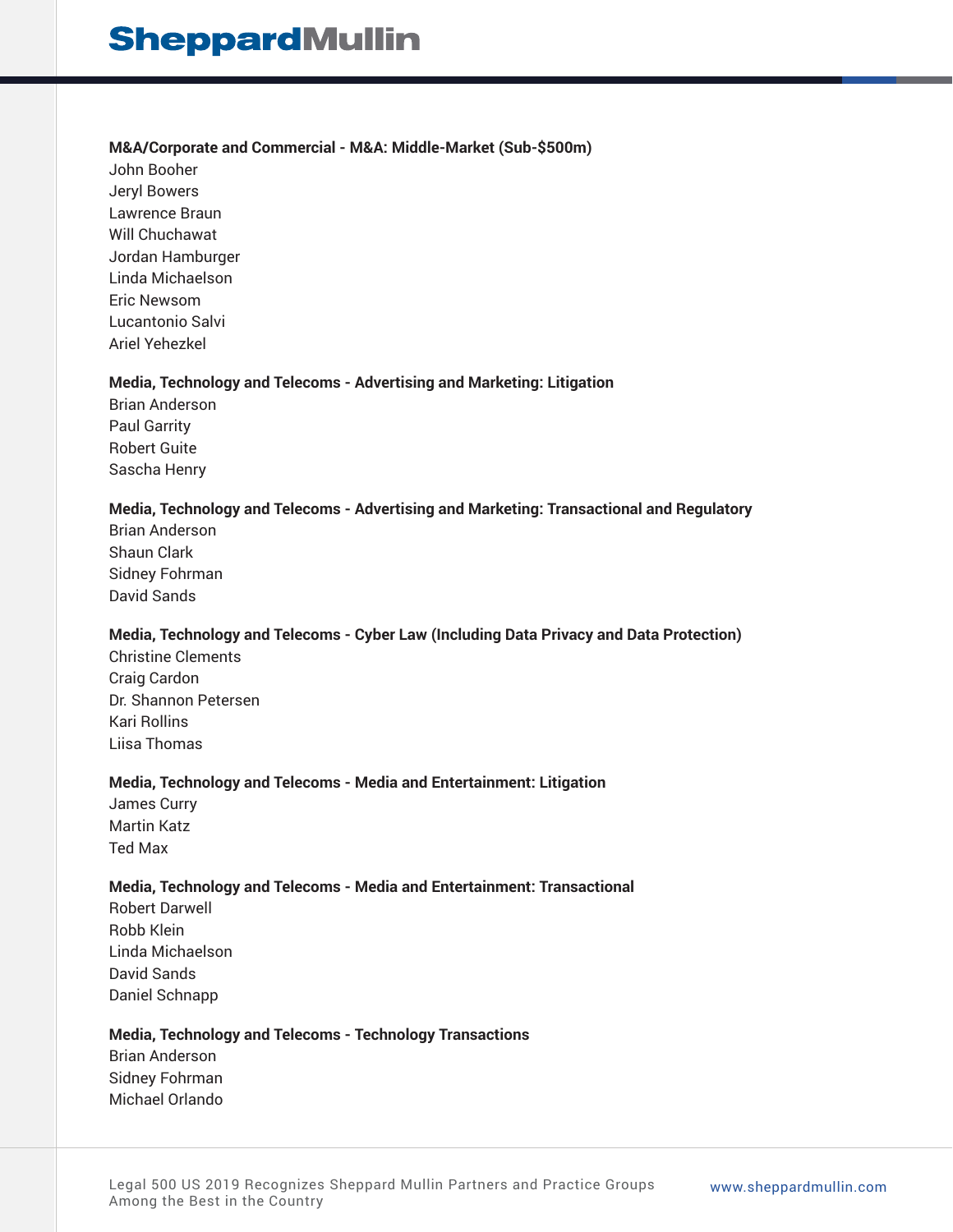**M&A/Corporate and Commercial - M&A: Middle-Market (Sub-$500m)**

John Booher
Jeryl Bowers
Lawrence Braun
Will Chuchawat
Jordan Hamburger
Linda Michaelson
Eric Newsom
Lucantonio Salvi
Ariel Yehezkel

**Media, Technology and Telecoms - Advertising and Marketing: Litigation**

Brian Anderson
Paul Garrity
Robert Guite
Sascha Henry

**Media, Technology and Telecoms - Advertising and Marketing: Transactional and Regulatory**

Brian Anderson
Shaun Clark
Sidney Fohrman
David Sands

**Media, Technology and Telecoms - Cyber Law (Including Data Privacy and Data Protection)**

Christine Clements
Craig Cardon
Dr. Shannon Petersen
Kari Rollins
Liisa Thomas

**Media, Technology and Telecoms - Media and Entertainment: Litigation**

James Curry
Martin Katz
Ted Max

**Media, Technology and Telecoms - Media and Entertainment: Transactional**

Robert Darwell
Robb Klein
Linda Michaelson
David Sands
Daniel Schnapp

**Media, Technology and Telecoms - Technology Transactions**

Brian Anderson
Sidney Fohrman
Michael Orlando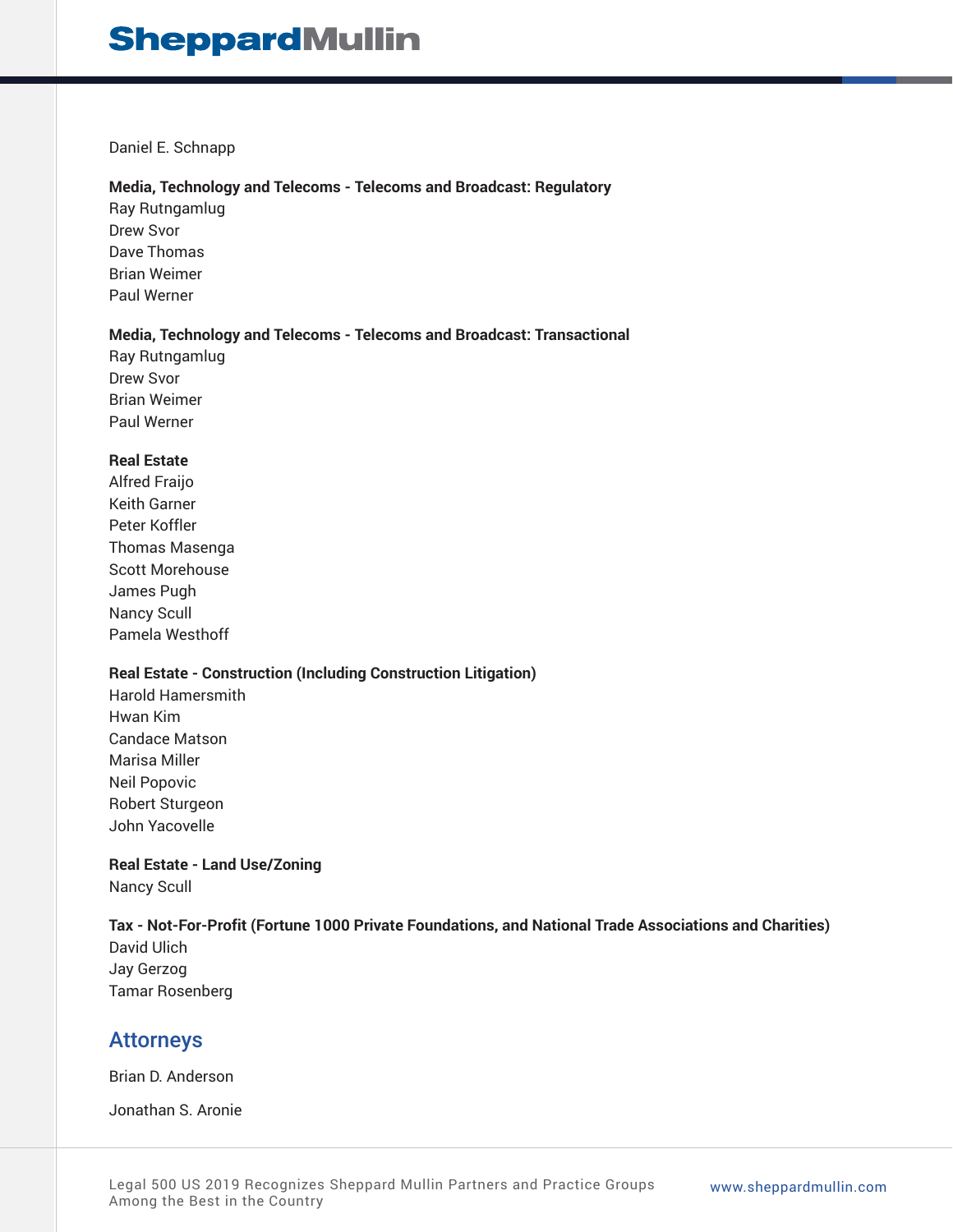Daniel E. Schnapp

**Media, Technology and Telecoms - Telecoms and Broadcast: Regulatory**
Ray Rutngamlug
Drew Svor
Dave Thomas
Brian Weimer
Paul Werner

**Media, Technology and Telecoms - Telecoms and Broadcast: Transactional**
Ray Rutngamlug
Drew Svor
Brian Weimer
Paul Werner

**Real Estate**
Alfred Fraijo
Keith Garner
Peter Koffler
Thomas Masenga
Scott Morehouse
James Pugh
Nancy Scull
Pamela Westhoff

**Real Estate - Construction (Including Construction Litigation)**
Harold Hamersmith
Hwan Kim
Candace Matson
Marisa Miller
Neil Popovic
Robert Sturgeon
John Yacovelle

**Real Estate - Land Use/Zoning**
Nancy Scull

**Tax - Not-For-Profit (Fortune 1000 Private Foundations, and National Trade Associations and Charities)**
David Ulich
Jay Gerzog
Tamar Rosenberg

## Attorneys

Brian D. Anderson

Jonathan S. Aronie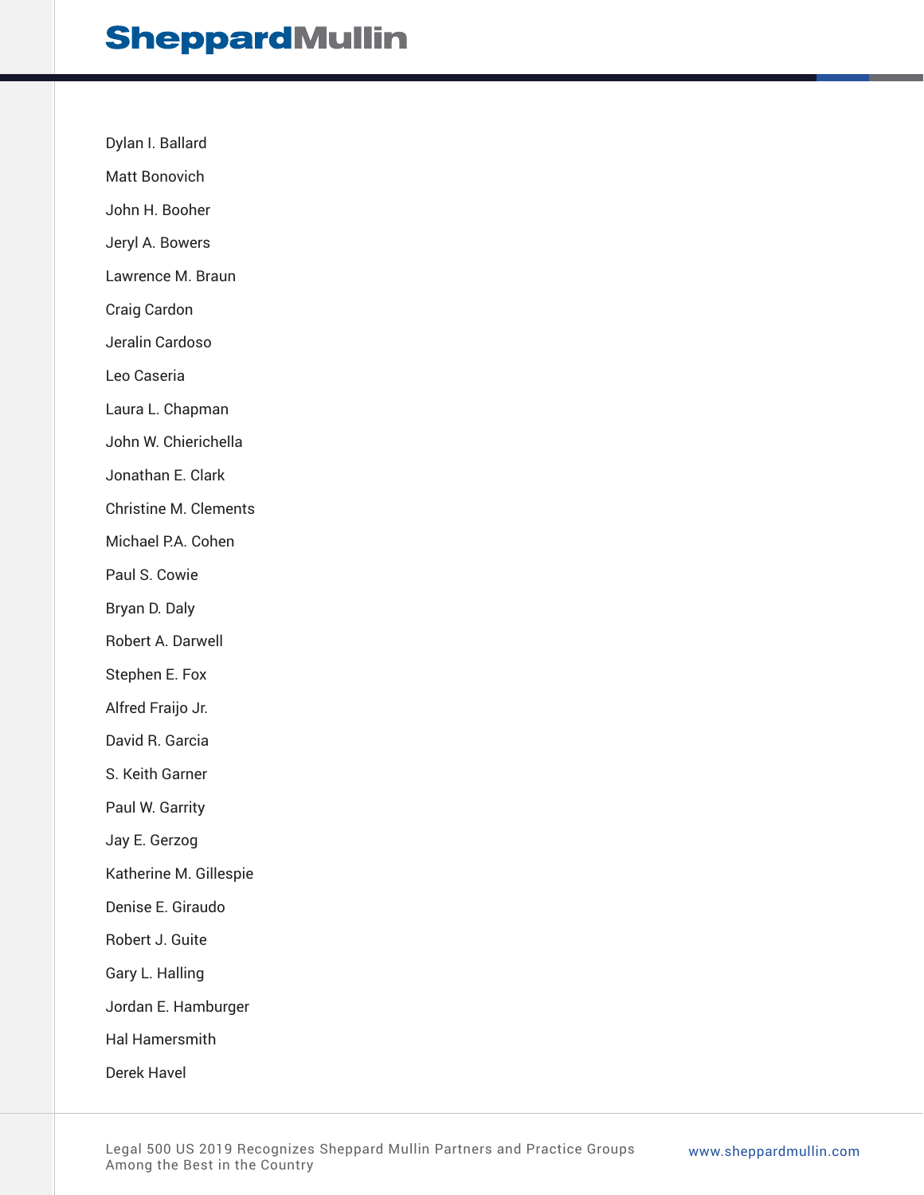Dylan I. Ballard

Matt Bonovich

John H. Booher

Jeryl A. Bowers

Lawrence M. Braun

Craig Cardon

Jeralin Cardoso

Leo Caseria

Laura L. Chapman

John W. Chierichella

Jonathan E. Clark

Christine M. Clements

Michael P.A. Cohen

Paul S. Cowie

Bryan D. Daly

Robert A. Darwell

Stephen E. Fox

Alfred Fraijo Jr.

David R. Garcia

S. Keith Garner

Paul W. Garrity

Jay E. Gerzog

Katherine M. Gillespie

Denise E. Giraudo

Robert J. Guite

Gary L. Halling

Jordan E. Hamburger

Hal Hamersmith

Derek Havel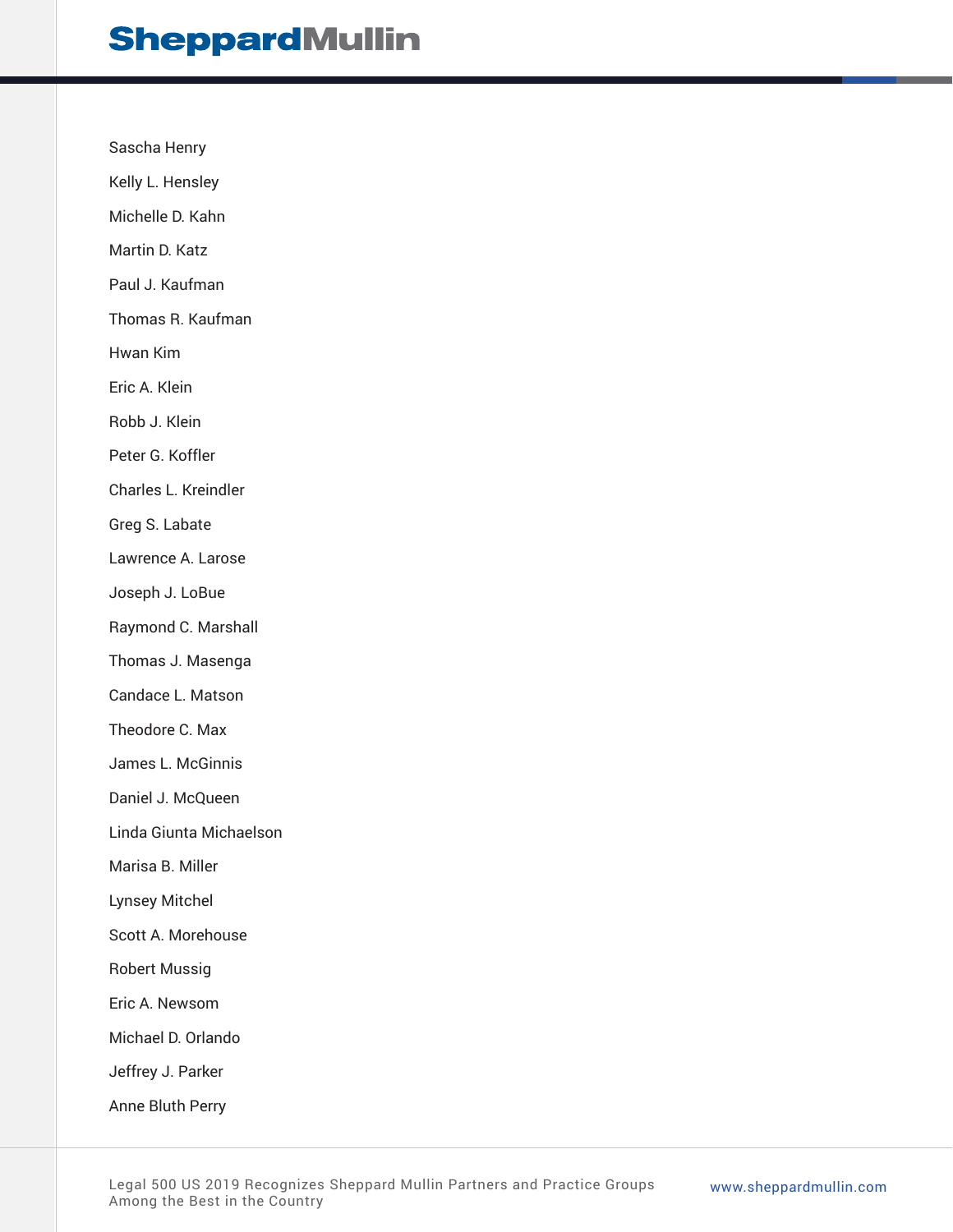Sascha Henry

Kelly L. Hensley

Michelle D. Kahn

Martin D. Katz

Paul J. Kaufman

Thomas R. Kaufman

Hwan Kim

Eric A. Klein

Robb J. Klein

Peter G. Koffler

Charles L. Kreindler

Greg S. Labate

Lawrence A. Larose

Joseph J. LoBue

Raymond C. Marshall

Thomas J. Masenga

Candace L. Matson

Theodore C. Max

James L. McGinnis

Daniel J. McQueen

Linda Giunta Michaelson

Marisa B. Miller

Lynsey Mitchel

Scott A. Morehouse

Robert Mussig

Eric A. Newsom

Michael D. Orlando

Jeffrey J. Parker

Anne Bluth Perry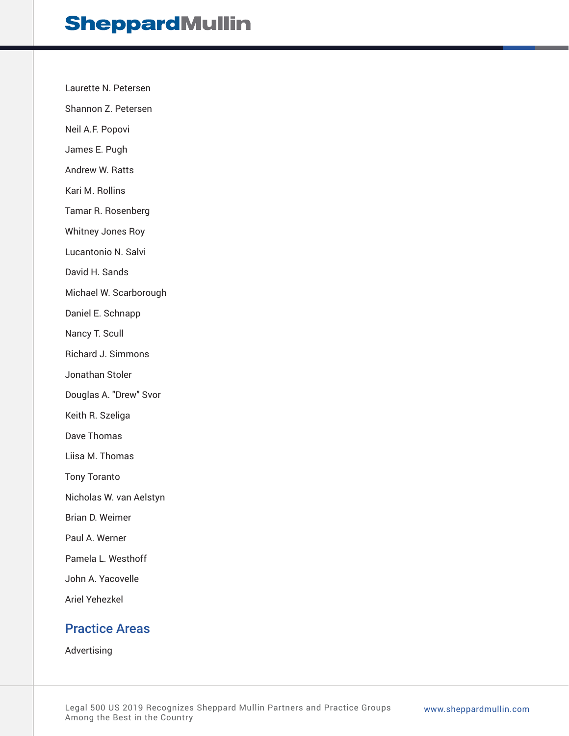Laurette N. Petersen

Shannon Z. Petersen

Neil A.F. Popovi

James E. Pugh

Andrew W. Ratts

Kari M. Rollins

Tamar R. Rosenberg

Whitney Jones Roy

Lucantonio N. Salvi

David H. Sands

Michael W. Scarborough

Daniel E. Schnapp

Nancy T. Scull

Richard J. Simmons

Jonathan Stoler

Douglas A. "Drew" Svor

Keith R. Szeliga

Dave Thomas

Liisa M. Thomas

Tony Toranto

Nicholas W. van Aelstyn

Brian D. Weimer

Paul A. Werner

Pamela L. Westhoff

John A. Yacovelle

Ariel Yehezkel

## Practice Areas

Advertising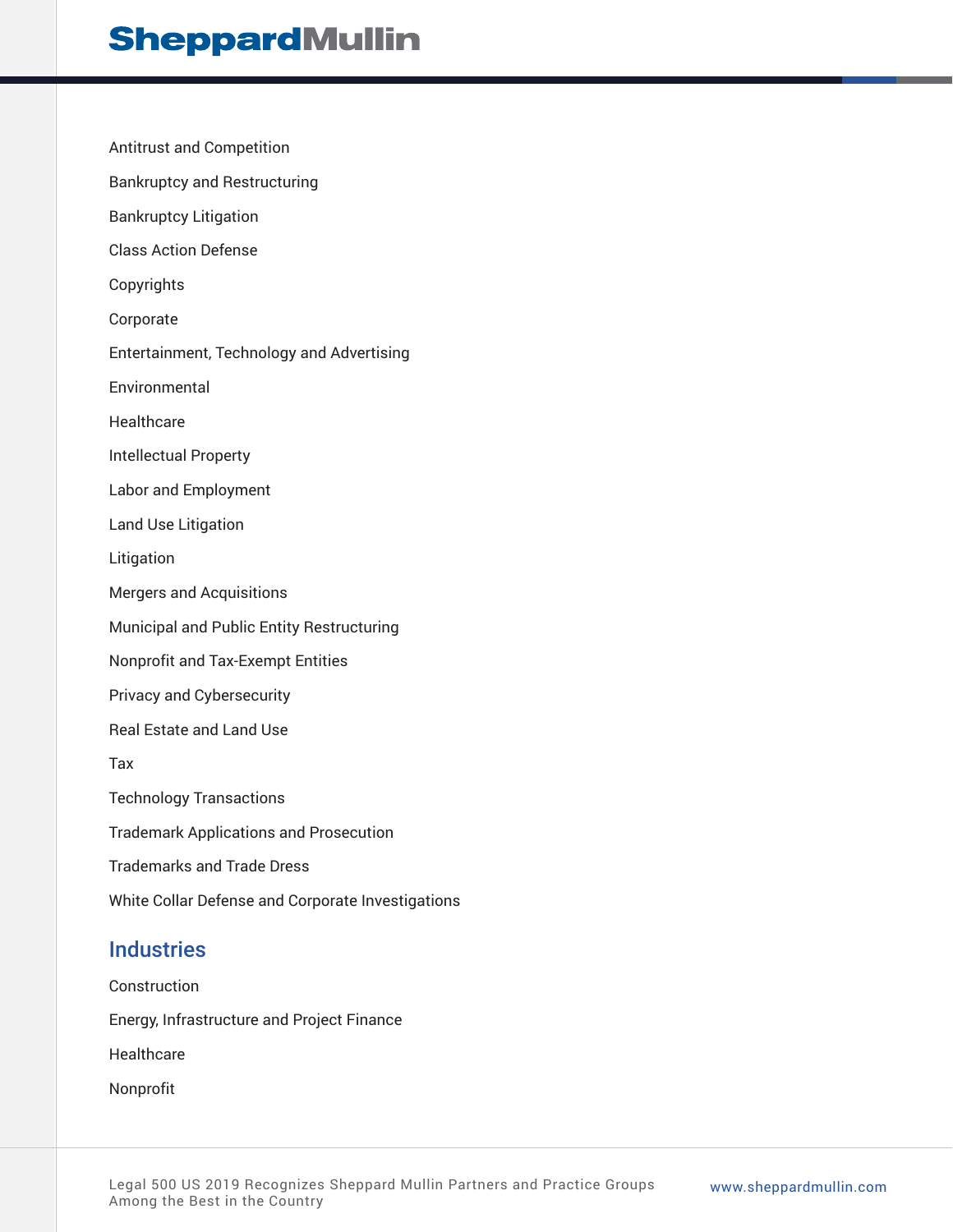Antitrust and Competition

Bankruptcy and Restructuring

Bankruptcy Litigation

Class Action Defense

Copyrights

Corporate

Entertainment, Technology and Advertising

Environmental

Healthcare

Intellectual Property

Labor and Employment

Land Use Litigation

Litigation

Mergers and Acquisitions

Municipal and Public Entity Restructuring

Nonprofit and Tax-Exempt Entities

Privacy and Cybersecurity

Real Estate and Land Use

Tax

Technology Transactions

Trademark Applications and Prosecution

Trademarks and Trade Dress

White Collar Defense and Corporate Investigations

## Industries

Construction

Energy, Infrastructure and Project Finance

Healthcare

Nonprofit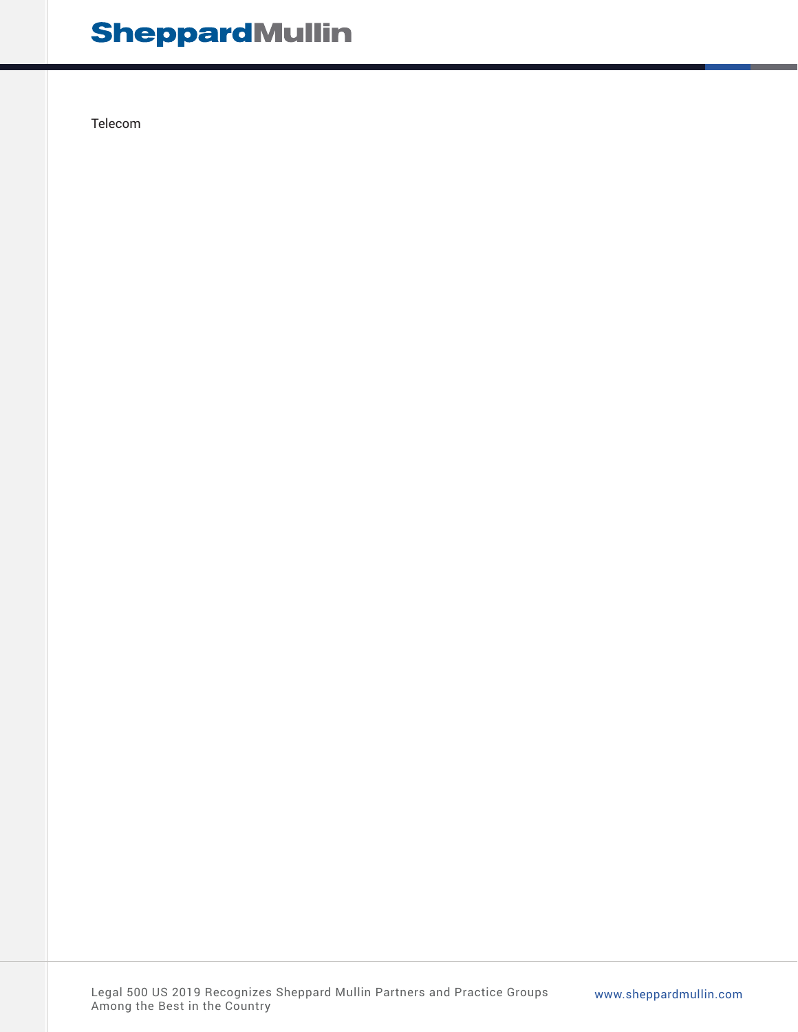Telecom